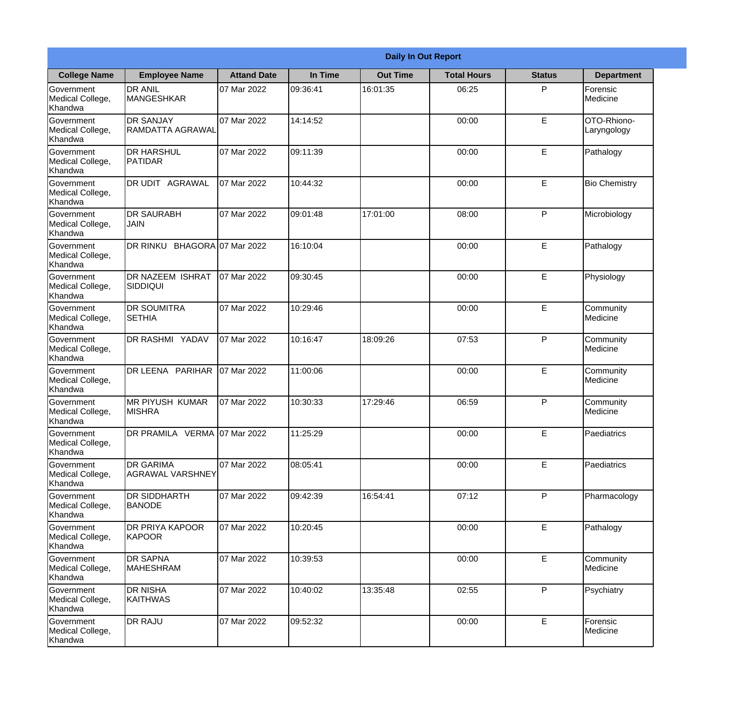| Daily In Out Report | | | | | | | |
|---|---|---|---|---|---|---|---|
| **College Name** | **Employee Name** | **Attand Date** | **In Time** | **Out Time** | **Total Hours** | **Status** | **Department** |
| Government Medical College, Khandwa | DR ANIL MANGESHKAR | 07 Mar 2022 | 09:36:41 | 16:01:35 | 06:25 | P | Forensic Medicine |
| Government Medical College, Khandwa | DR SANJAY RAMDATTA AGRAWAL | 07 Mar 2022 | 14:14:52 | | 00:00 | E | OTO-Rhiono-Laryngology |
| Government Medical College, Khandwa | DR HARSHUL PATIDAR | 07 Mar 2022 | 09:11:39 | | 00:00 | E | Pathalogy |
| Government Medical College, Khandwa | DR UDIT AGRAWAL | 07 Mar 2022 | 10:44:32 | | 00:00 | E | Bio Chemistry |
| Government Medical College, Khandwa | DR SAURABH JAIN | 07 Mar 2022 | 09:01:48 | 17:01:00 | 08:00 | P | Microbiology |
| Government Medical College, Khandwa | DR RINKU BHAGORA | 07 Mar 2022 | 16:10:04 | | 00:00 | E | Pathalogy |
| Government Medical College, Khandwa | DR NAZEEM ISHRAT SIDDIQUI | 07 Mar 2022 | 09:30:45 | | 00:00 | E | Physiology |
| Government Medical College, Khandwa | DR SOUMITRA SETHIA | 07 Mar 2022 | 10:29:46 | | 00:00 | E | Community Medicine |
| Government Medical College, Khandwa | DR RASHMI YADAV | 07 Mar 2022 | 10:16:47 | 18:09:26 | 07:53 | P | Community Medicine |
| Government Medical College, Khandwa | DR LEENA PARIHAR | 07 Mar 2022 | 11:00:06 | | 00:00 | E | Community Medicine |
| Government Medical College, Khandwa | MR PIYUSH KUMAR MISHRA | 07 Mar 2022 | 10:30:33 | 17:29:46 | 06:59 | P | Community Medicine |
| Government Medical College, Khandwa | DR PRAMILA VERMA | 07 Mar 2022 | 11:25:29 | | 00:00 | E | Paediatrics |
| Government Medical College, Khandwa | DR GARIMA AGRAWAL VARSHNEY | 07 Mar 2022 | 08:05:41 | | 00:00 | E | Paediatrics |
| Government Medical College, Khandwa | DR SIDDHARTH BANODE | 07 Mar 2022 | 09:42:39 | 16:54:41 | 07:12 | P | Pharmacology |
| Government Medical College, Khandwa | DR PRIYA KAPOOR KAPOOR | 07 Mar 2022 | 10:20:45 | | 00:00 | E | Pathalogy |
| Government Medical College, Khandwa | DR SAPNA MAHESHRAM | 07 Mar 2022 | 10:39:53 | | 00:00 | E | Community Medicine |
| Government Medical College, Khandwa | DR NISHA KAITHWAS | 07 Mar 2022 | 10:40:02 | 13:35:48 | 02:55 | P | Psychiatry |
| Government Medical College, Khandwa | DR RAJU | 07 Mar 2022 | 09:52:32 | | 00:00 | E | Forensic Medicine |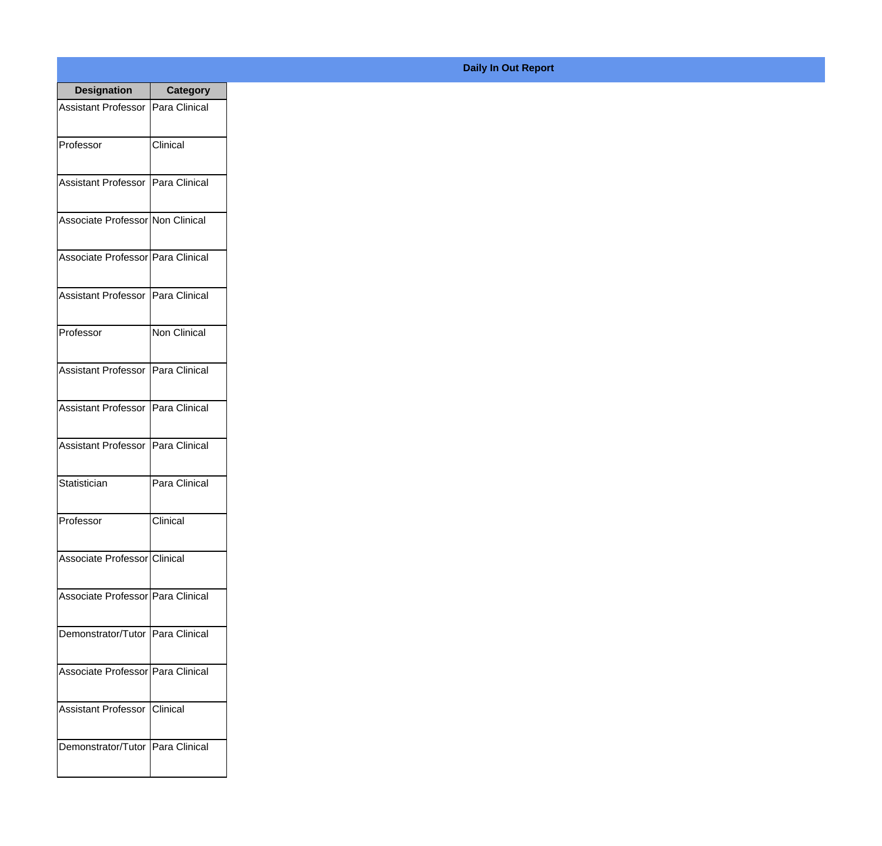**Daily In Out Report**

| Designation | Category |
|---|---|
| Assistant Professor | Para Clinical |
| Professor | Clinical |
| Assistant Professor | Para Clinical |
| Associate Professor | Non Clinical |
| Associate Professor | Para Clinical |
| Assistant Professor | Para Clinical |
| Professor | Non Clinical |
| Assistant Professor | Para Clinical |
| Assistant Professor | Para Clinical |
| Assistant Professor | Para Clinical |
| Statistician | Para Clinical |
| Professor | Clinical |
| Associate Professor | Clinical |
| Associate Professor | Para Clinical |
| Demonstrator/Tutor | Para Clinical |
| Associate Professor | Para Clinical |
| Assistant Professor | Clinical |
| Demonstrator/Tutor | Para Clinical |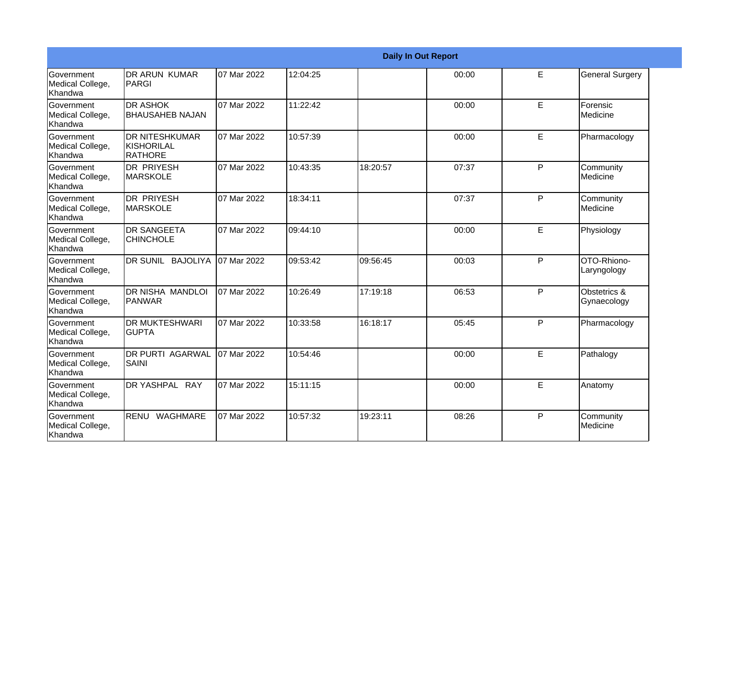| Daily In Out Report | | | | | | | |
|---|---|---|---|---|---|---|---|
| Government Medical College, Khandwa | DR ARUN KUMAR PARGI | 07 Mar 2022 | 12:04:25 | | 00:00 | E | General Surgery |
| Government Medical College, Khandwa | DR ASHOK BHAUSAHEB NAJAN | 07 Mar 2022 | 11:22:42 | | 00:00 | E | Forensic Medicine |
| Government Medical College, Khandwa | DR NITESHKUMAR KISHORILAL RATHORE | 07 Mar 2022 | 10:57:39 | | 00:00 | E | Pharmacology |
| Government Medical College, Khandwa | DR PRIYESH MARSKOLE | 07 Mar 2022 | 10:43:35 | 18:20:57 | 07:37 | P | Community Medicine |
| Government Medical College, Khandwa | DR PRIYESH MARSKOLE | 07 Mar 2022 | 18:34:11 | | 07:37 | P | Community Medicine |
| Government Medical College, Khandwa | DR SANGEETA CHINCHOLE | 07 Mar 2022 | 09:44:10 | | 00:00 | E | Physiology |
| Government Medical College, Khandwa | DR SUNIL BAJOLIYA | 07 Mar 2022 | 09:53:42 | 09:56:45 | 00:03 | P | OTO-Rhiono-Laryngology |
| Government Medical College, Khandwa | DR NISHA MANDLOI PANWAR | 07 Mar 2022 | 10:26:49 | 17:19:18 | 06:53 | P | Obstetrics & Gynaecology |
| Government Medical College, Khandwa | DR MUKTESHWARI GUPTA | 07 Mar 2022 | 10:33:58 | 16:18:17 | 05:45 | P | Pharmacology |
| Government Medical College, Khandwa | DR PURTI AGARWAL SAINI | 07 Mar 2022 | 10:54:46 | | 00:00 | E | Pathalogy |
| Government Medical College, Khandwa | DR YASHPAL RAY | 07 Mar 2022 | 15:11:15 | | 00:00 | E | Anatomy |
| Government Medical College, Khandwa | RENU WAGHMARE | 07 Mar 2022 | 10:57:32 | 19:23:11 | 08:26 | P | Community Medicine |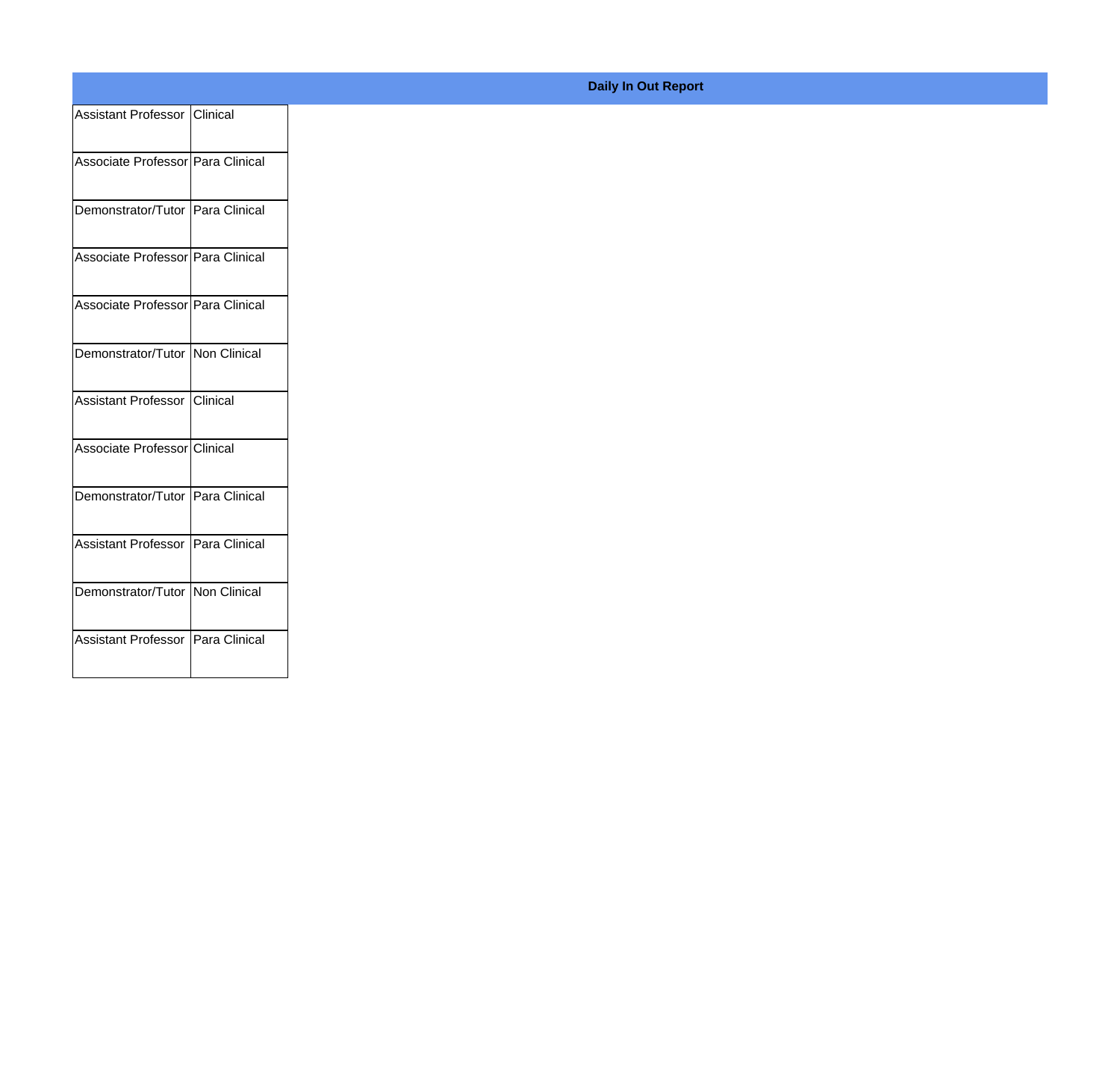**Daily In Out Report**

| | |
|---|---|
| Assistant Professor | Clinical |
| Associate Professor | Para Clinical |
| Demonstrator/Tutor | Para Clinical |
| Associate Professor | Para Clinical |
| Associate Professor | Para Clinical |
| Demonstrator/Tutor | Non Clinical |
| Assistant Professor | Clinical |
| Associate Professor | Clinical |
| Demonstrator/Tutor | Para Clinical |
| Assistant Professor | Para Clinical |
| Demonstrator/Tutor | Non Clinical |
| Assistant Professor | Para Clinical |